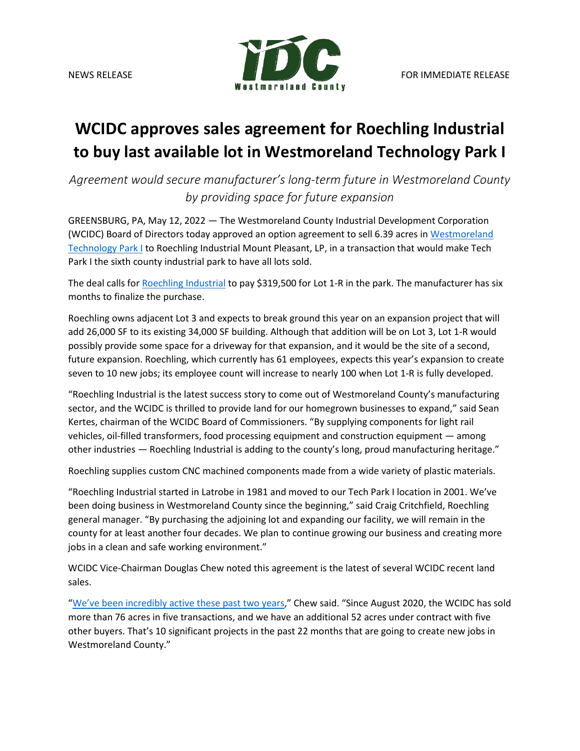NEWS RELEASE

FOR IMMEDIATE RELEASE

# WCIDC approves sales agreement for Roechling Industrial to buy last available lot in Westmoreland Technology Park I

*Agreement would secure manufacturer's long-term future in Westmoreland County by providing space for future expansion*

GREENSBURG, PA, May 12, 2022 — The Westmoreland County Industrial Development Corporation (WCIDC) Board of Directors today approved an option agreement to sell 6.39 acres in Westmoreland Technology Park I to Roechling Industrial Mount Pleasant, LP, in a transaction that would make Tech Park I the sixth county industrial park to have all lots sold.

The deal calls for Roechling Industrial to pay $319,500 for Lot 1-R in the park. The manufacturer has six months to finalize the purchase.

Roechling owns adjacent Lot 3 and expects to break ground this year on an expansion project that will add 26,000 SF to its existing 34,000 SF building. Although that addition will be on Lot 3, Lot 1-R would possibly provide some space for a driveway for that expansion, and it would be the site of a second, future expansion. Roechling, which currently has 61 employees, expects this year's expansion to create seven to 10 new jobs; its employee count will increase to nearly 100 when Lot 1-R is fully developed.

"Roechling Industrial is the latest success story to come out of Westmoreland County's manufacturing sector, and the WCIDC is thrilled to provide land for our homegrown businesses to expand," said Sean Kertes, chairman of the WCIDC Board of Commissioners. "By supplying components for light rail vehicles, oil-filled transformers, food processing equipment and construction equipment — among other industries — Roechling Industrial is adding to the county's long, proud manufacturing heritage."

Roechling supplies custom CNC machined components made from a wide variety of plastic materials.

"Roechling Industrial started in Latrobe in 1981 and moved to our Tech Park I location in 2001. We've been doing business in Westmoreland County since the beginning," said Craig Critchfield, Roechling general manager. "By purchasing the adjoining lot and expanding our facility, we will remain in the county for at least another four decades. We plan to continue growing our business and creating more jobs in a clean and safe working environment."

WCIDC Vice-Chairman Douglas Chew noted this agreement is the latest of several WCIDC recent land sales.

"We've been incredibly active these past two years," Chew said. "Since August 2020, the WCIDC has sold more than 76 acres in five transactions, and we have an additional 52 acres under contract with five other buyers. That's 10 significant projects in the past 22 months that are going to create new jobs in Westmoreland County."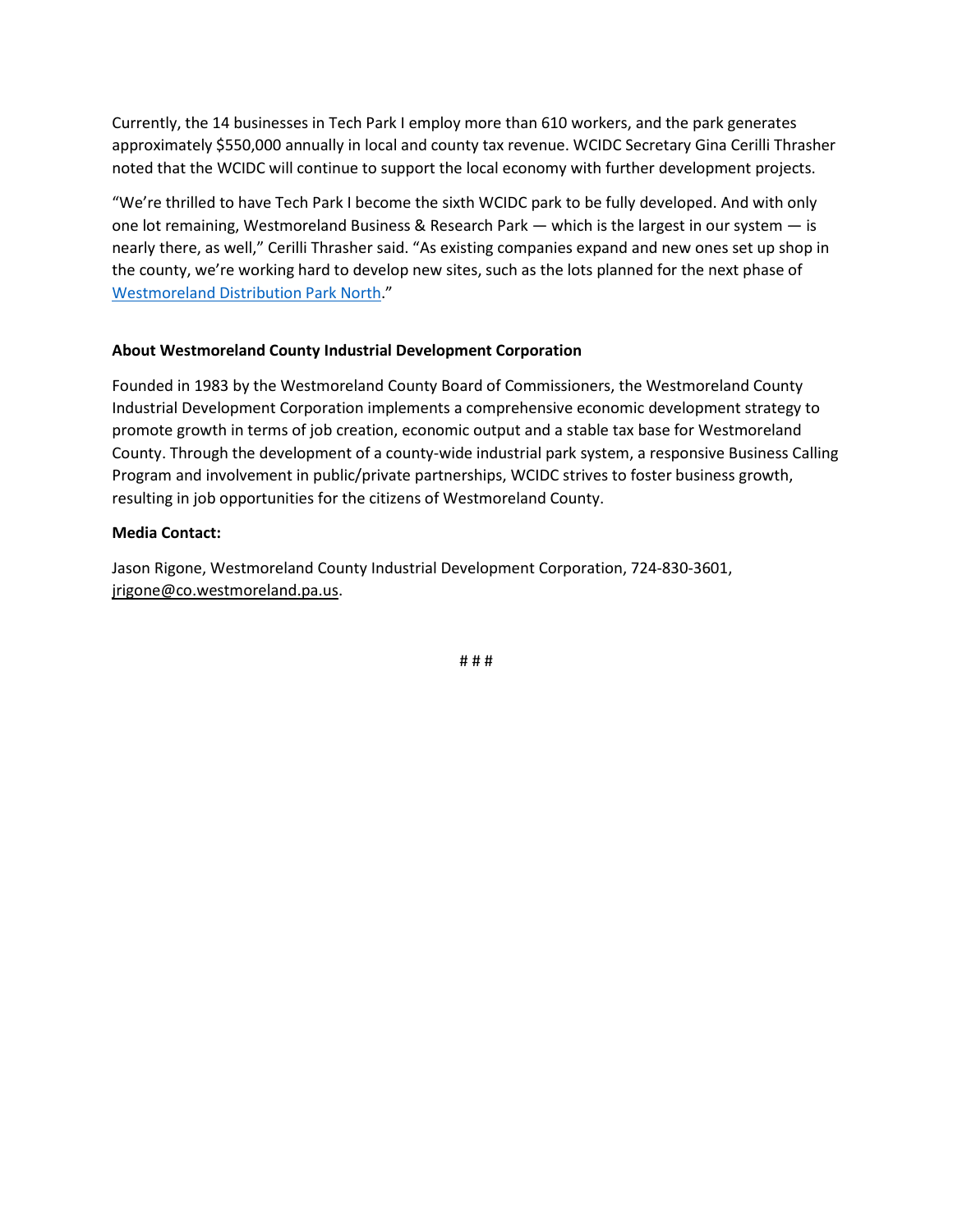Currently, the 14 businesses in Tech Park I employ more than 610 workers, and the park generates approximately $550,000 annually in local and county tax revenue. WCIDC Secretary Gina Cerilli Thrasher noted that the WCIDC will continue to support the local economy with further development projects.

"We're thrilled to have Tech Park I become the sixth WCIDC park to be fully developed. And with only one lot remaining, Westmoreland Business & Research Park — which is the largest in our system — is nearly there, as well," Cerilli Thrasher said. "As existing companies expand and new ones set up shop in the county, we're working hard to develop new sites, such as the lots planned for the next phase of Westmoreland Distribution Park North."

**About Westmoreland County Industrial Development Corporation**

Founded in 1983 by the Westmoreland County Board of Commissioners, the Westmoreland County Industrial Development Corporation implements a comprehensive economic development strategy to promote growth in terms of job creation, economic output and a stable tax base for Westmoreland County. Through the development of a county-wide industrial park system, a responsive Business Calling Program and involvement in public/private partnerships, WCIDC strives to foster business growth, resulting in job opportunities for the citizens of Westmoreland County.

**Media Contact:**

Jason Rigone, Westmoreland County Industrial Development Corporation, 724-830-3601, jrigone@co.westmoreland.pa.us.

# # #